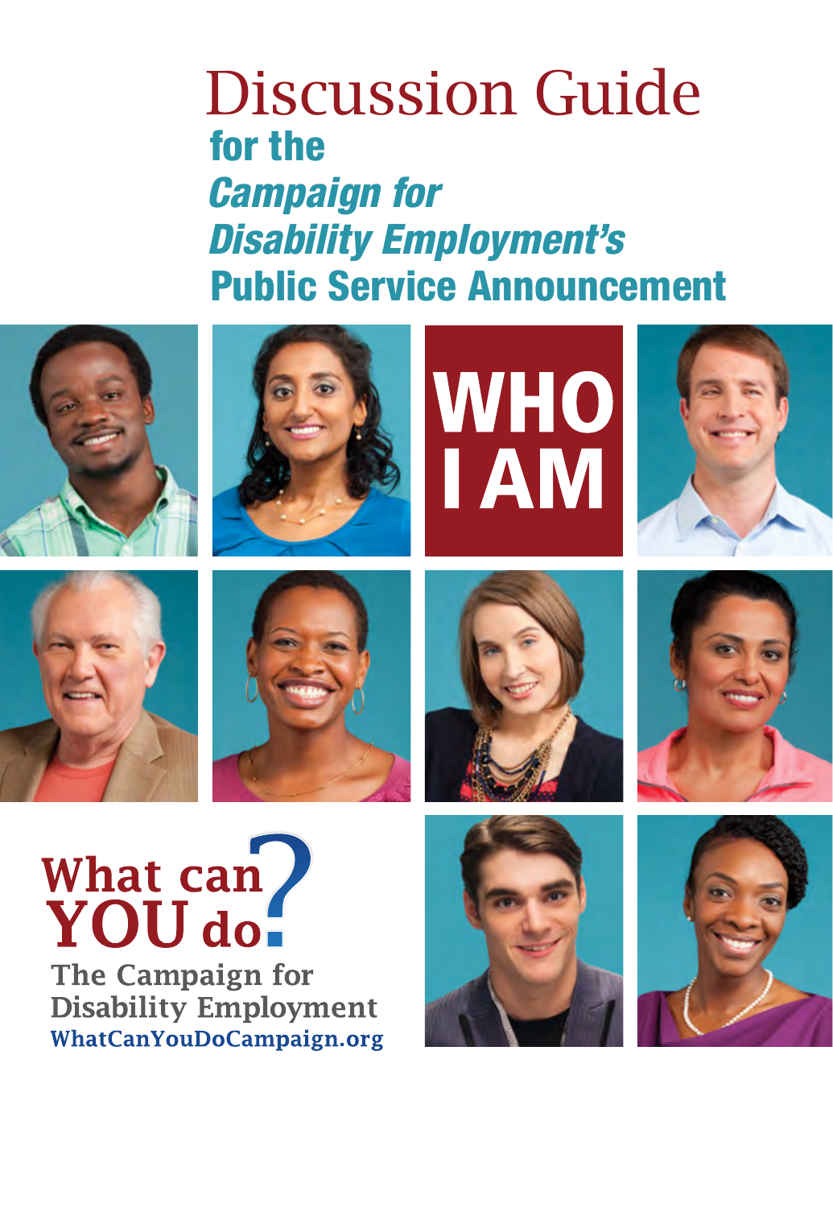# Discussion Guide

## for the *Campaign for Disability Employment's* Public Service Announcement

**WHO I AM**

**What can YOU do?**

The Campaign for Disability Employment

WhatCanYouDoCampaign.org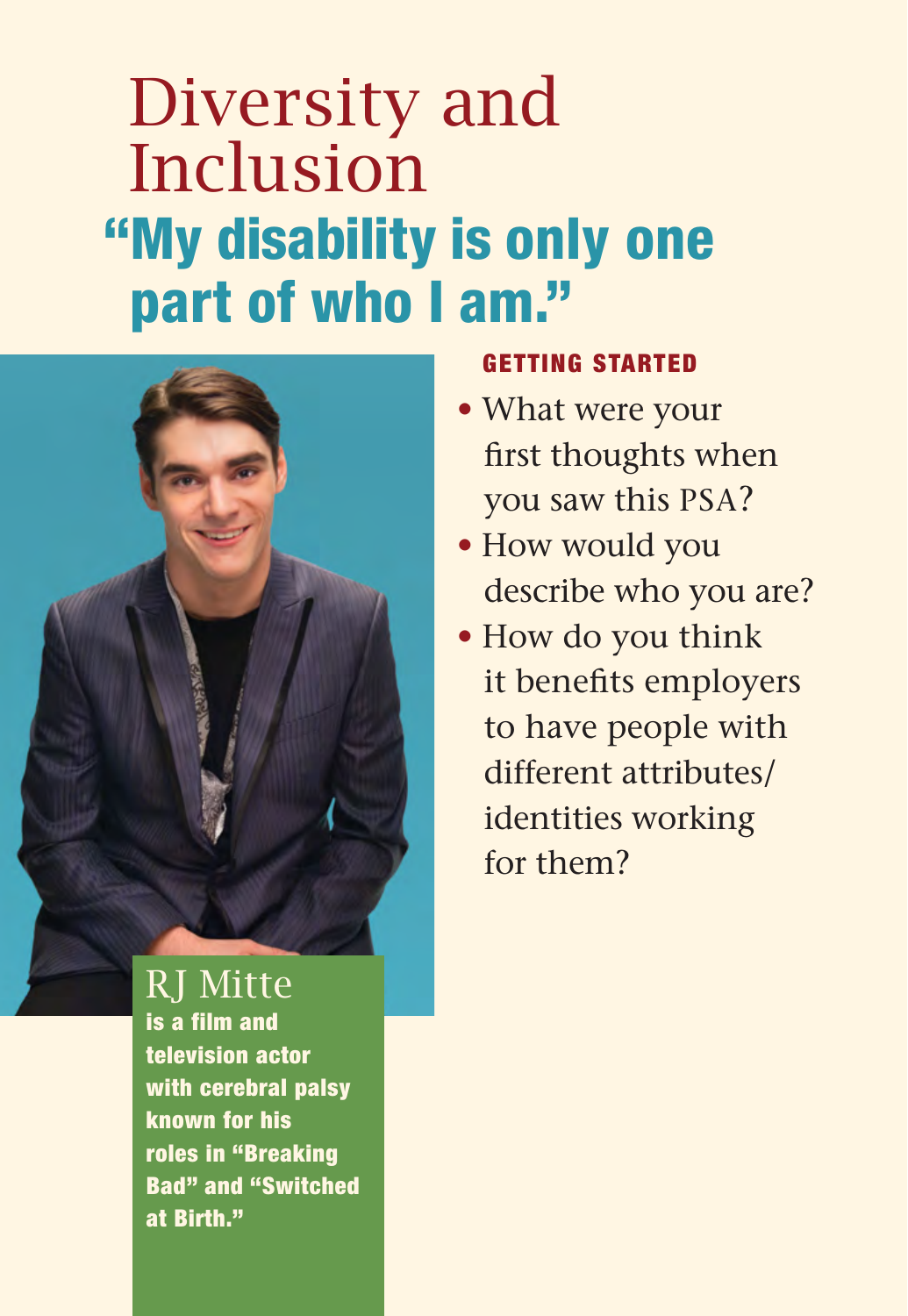# Diversity and Inclusion

## "My disability is only one part of who I am."

RJ Mitte

**is a film and television actor with cerebral palsy known for his roles in "Breaking Bad" and "Switched at Birth."**

### GETTING STARTED

- What were your first thoughts when you saw this PSA?
- How would you describe who you are?
- How do you think it benefits employers to have people with different attributes/ identities working for them?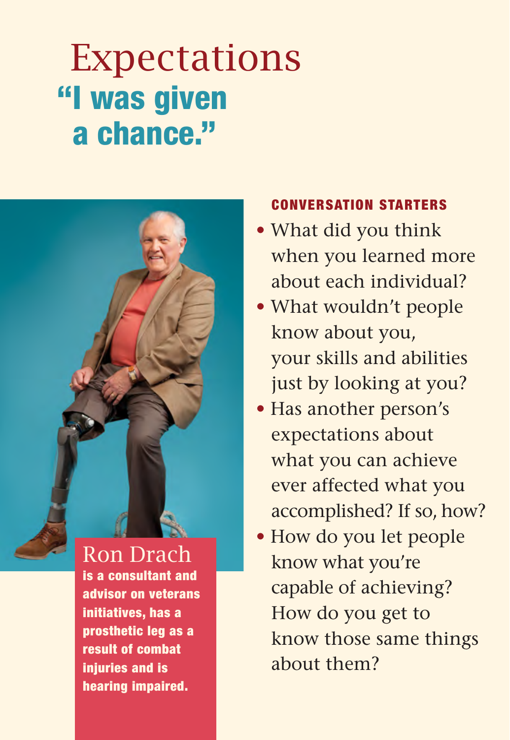# Expectations

## "I was given a chance."

**Ron Drach**

**is a consultant and advisor on veterans initiatives, has a prosthetic leg as a result of combat injuries and is hearing impaired.**

### CONVERSATION STARTERS

- What did you think when you learned more about each individual?
- What wouldn't people know about you, your skills and abilities just by looking at you?
- Has another person's expectations about what you can achieve ever affected what you accomplished? If so, how?
- How do you let people know what you're capable of achieving? How do you get to know those same things about them?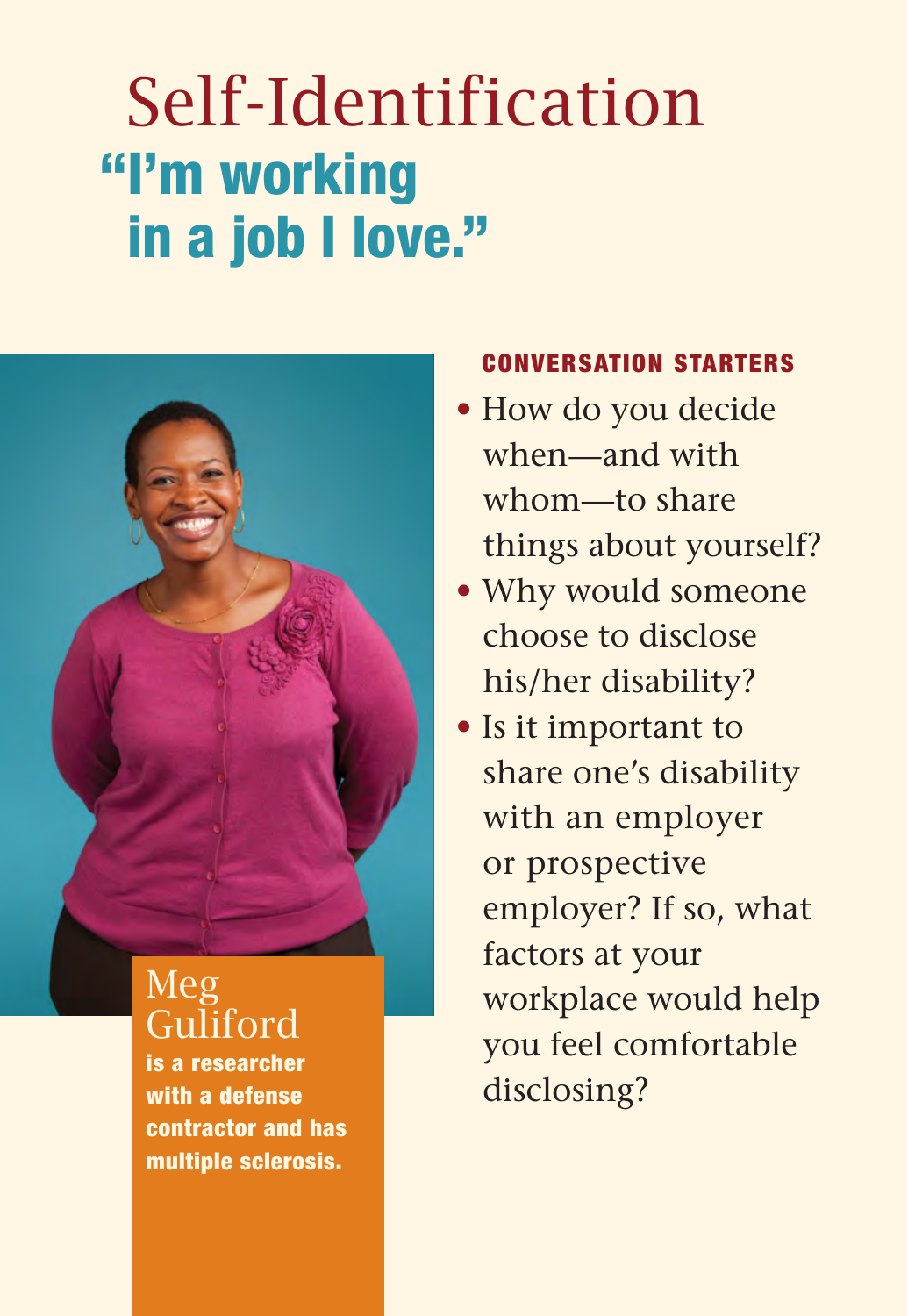# Self-Identification

## "I'm working in a job I love."

**Meg Guliford**
**is a researcher with a defense contractor and has multiple sclerosis.**

**CONVERSATION STARTERS**

- How do you decide when—and with whom—to share things about yourself?
- Why would someone choose to disclose his/her disability?
- Is it important to share one's disability with an employer or prospective employer? If so, what factors at your workplace would help you feel comfortable disclosing?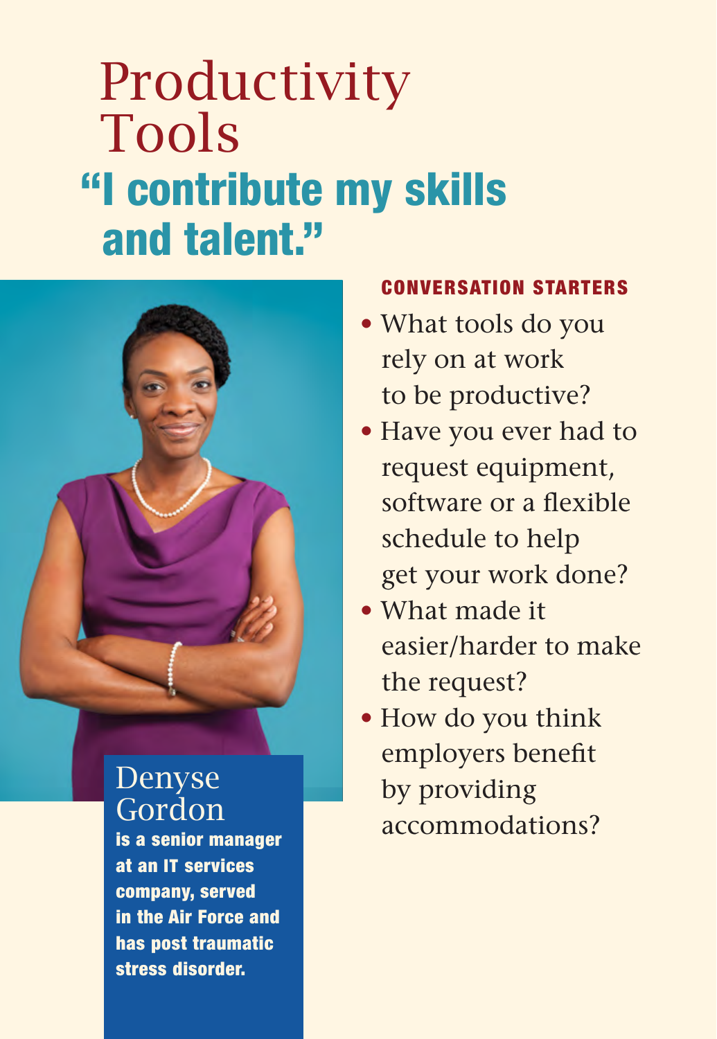# Productivity Tools

## "I contribute my skills and talent."

**Denyse Gordon**
**is a senior manager at an IT services company, served in the Air Force and has post traumatic stress disorder.**

### CONVERSATION STARTERS

- What tools do you rely on at work to be productive?
- Have you ever had to request equipment, software or a flexible schedule to help get your work done?
- What made it easier/harder to make the request?
- How do you think employers benefit by providing accommodations?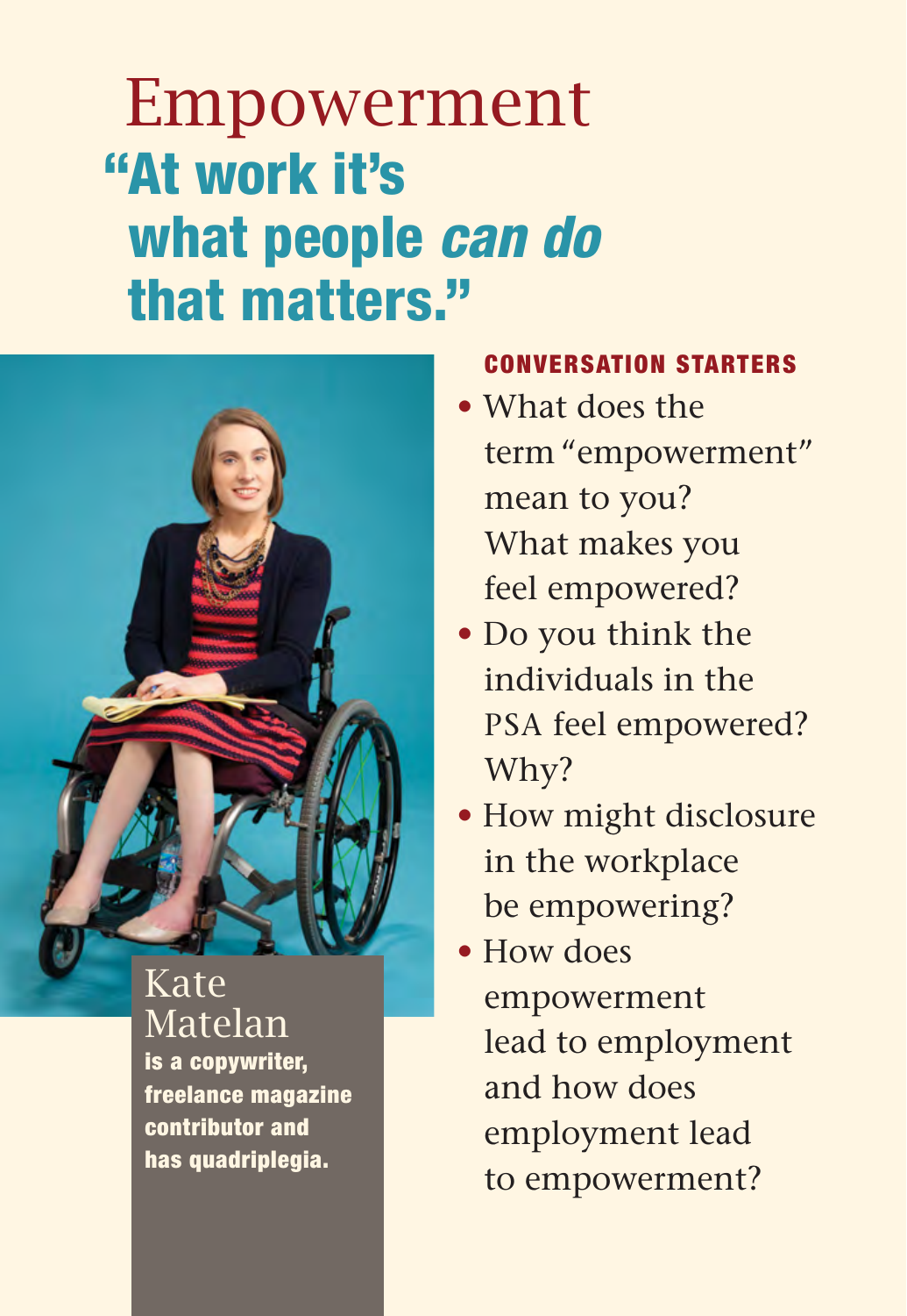# Empowerment

## "At work it's what people *can do* that matters."

**Kate Matelan**
**is a copywriter, freelance magazine contributor and has quadriplegia.**

### CONVERSATION STARTERS

- What does the term "empowerment" mean to you? What makes you feel empowered?
- Do you think the individuals in the PSA feel empowered? Why?
- How might disclosure in the workplace be empowering?
- How does empowerment lead to employment and how does employment lead to empowerment?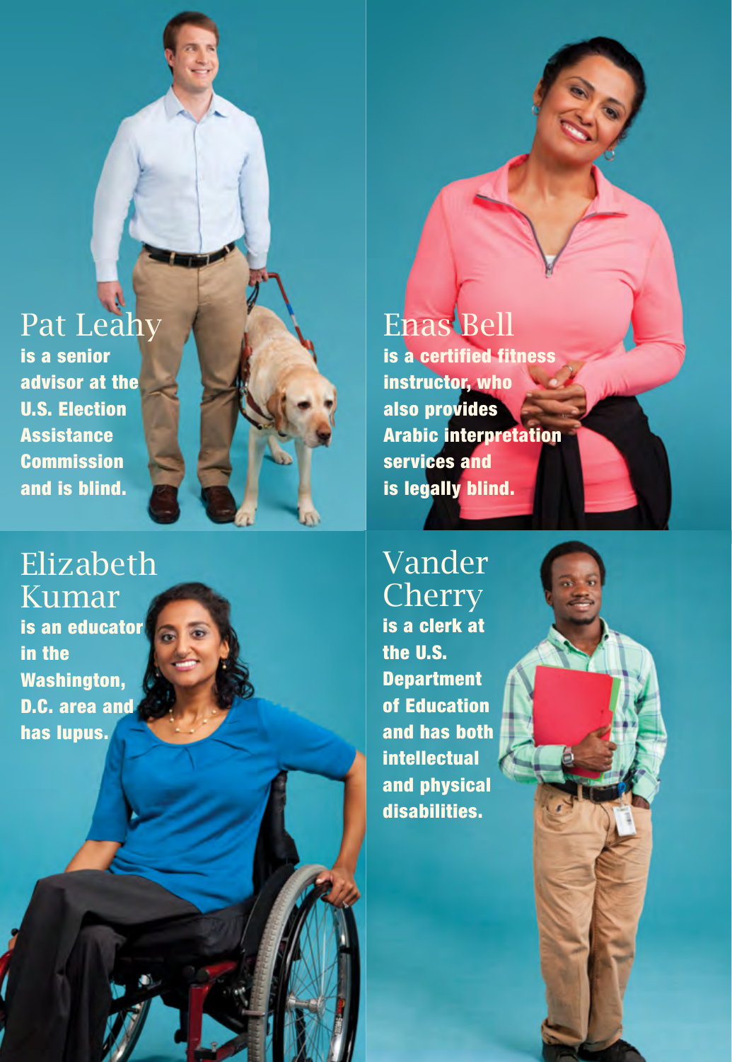## Pat Leahy

**is a senior advisor at the U.S. Election Assistance Commission and is blind.**

## Enas Bell

**is a certified fitness instructor, who also provides Arabic interpretation services and is legally blind.**

## Elizabeth Kumar

**is an educator in the Washington, D.C. area and has lupus.**

## Vander Cherry

**is a clerk at the U.S. Department of Education and has both intellectual and physical disabilities.**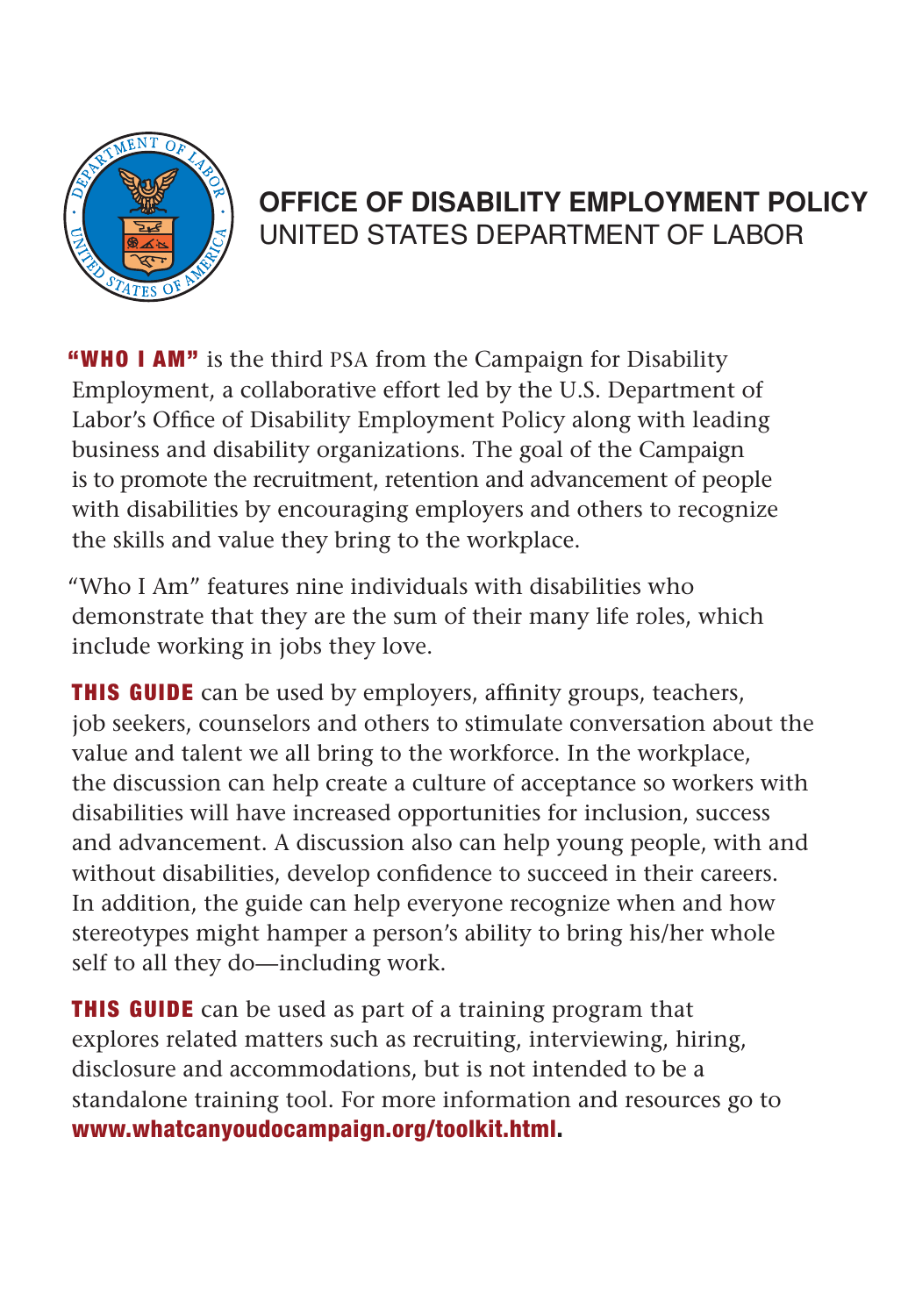**OFFICE OF DISABILITY EMPLOYMENT POLICY**
UNITED STATES DEPARTMENT OF LABOR

**"WHO I AM"** is the third PSA from the Campaign for Disability Employment, a collaborative effort led by the U.S. Department of Labor's Office of Disability Employment Policy along with leading business and disability organizations. The goal of the Campaign is to promote the recruitment, retention and advancement of people with disabilities by encouraging employers and others to recognize the skills and value they bring to the workplace.

"Who I Am" features nine individuals with disabilities who demonstrate that they are the sum of their many life roles, which include working in jobs they love.

**THIS GUIDE** can be used by employers, affinity groups, teachers, job seekers, counselors and others to stimulate conversation about the value and talent we all bring to the workforce. In the workplace, the discussion can help create a culture of acceptance so workers with disabilities will have increased opportunities for inclusion, success and advancement. A discussion also can help young people, with and without disabilities, develop confidence to succeed in their careers. In addition, the guide can help everyone recognize when and how stereotypes might hamper a person's ability to bring his/her whole self to all they do—including work.

**THIS GUIDE** can be used as part of a training program that explores related matters such as recruiting, interviewing, hiring, disclosure and accommodations, but is not intended to be a standalone training tool. For more information and resources go to **www.whatcanyoudocampaign.org/toolkit.html.**